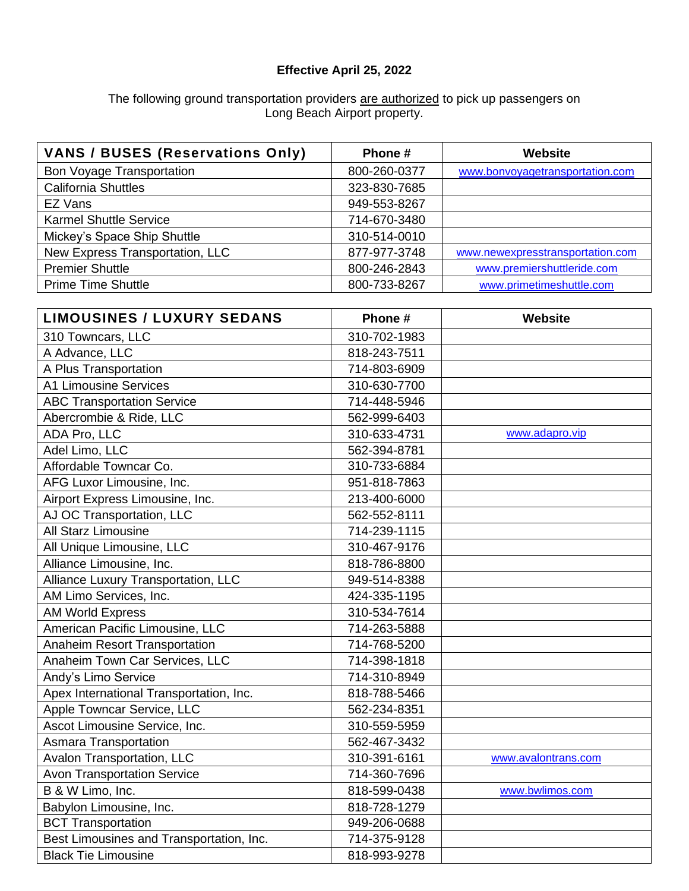**Effective April 25, 2022**

The following ground transportation providers are authorized to pick up passengers on Long Beach Airport property.

| VANS / BUSES (Reservations Only) | Phone # | Website |
|---|---|---|
| Bon Voyage Transportation | 800-260-0377 | www.bonvoyagetransportation.com |
| California Shuttles | 323-830-7685 | |
| EZ Vans | 949-553-8267 | |
| Karmel Shuttle Service | 714-670-3480 | |
| Mickey's Space Ship Shuttle | 310-514-0010 | |
| New Express Transportation, LLC | 877-977-3748 | www.newexpresstransportation.com |
| Premier Shuttle | 800-246-2843 | www.premiershuttleride.com |
| Prime Time Shuttle | 800-733-8267 | www.primetimeshuttle.com |

| LIMOUSINES / LUXURY SEDANS | Phone # | Website |
|---|---|---|
| 310 Towncars, LLC | 310-702-1983 | |
| A Advance, LLC | 818-243-7511 | |
| A Plus Transportation | 714-803-6909 | |
| A1 Limousine Services | 310-630-7700 | |
| ABC Transportation Service | 714-448-5946 | |
| Abercrombie & Ride, LLC | 562-999-6403 | |
| ADA Pro, LLC | 310-633-4731 | www.adapro.vip |
| Adel Limo, LLC | 562-394-8781 | |
| Affordable Towncar Co. | 310-733-6884 | |
| AFG Luxor Limousine, Inc. | 951-818-7863 | |
| Airport Express Limousine, Inc. | 213-400-6000 | |
| AJ OC Transportation, LLC | 562-552-8111 | |
| All Starz Limousine | 714-239-1115 | |
| All Unique Limousine, LLC | 310-467-9176 | |
| Alliance Limousine, Inc. | 818-786-8800 | |
| Alliance Luxury Transportation, LLC | 949-514-8388 | |
| AM Limo Services, Inc. | 424-335-1195 | |
| AM World Express | 310-534-7614 | |
| American Pacific Limousine, LLC | 714-263-5888 | |
| Anaheim Resort Transportation | 714-768-5200 | |
| Anaheim Town Car Services, LLC | 714-398-1818 | |
| Andy's Limo Service | 714-310-8949 | |
| Apex International Transportation, Inc. | 818-788-5466 | |
| Apple Towncar Service, LLC | 562-234-8351 | |
| Ascot Limousine Service, Inc. | 310-559-5959 | |
| Asmara Transportation | 562-467-3432 | |
| Avalon Transportation, LLC | 310-391-6161 | www.avalontrans.com |
| Avon Transportation Service | 714-360-7696 | |
| B & W Limo, Inc. | 818-599-0438 | www.bwlimos.com |
| Babylon Limousine, Inc. | 818-728-1279 | |
| BCT Transportation | 949-206-0688 | |
| Best Limousines and Transportation, Inc. | 714-375-9128 | |
| Black Tie Limousine | 818-993-9278 | |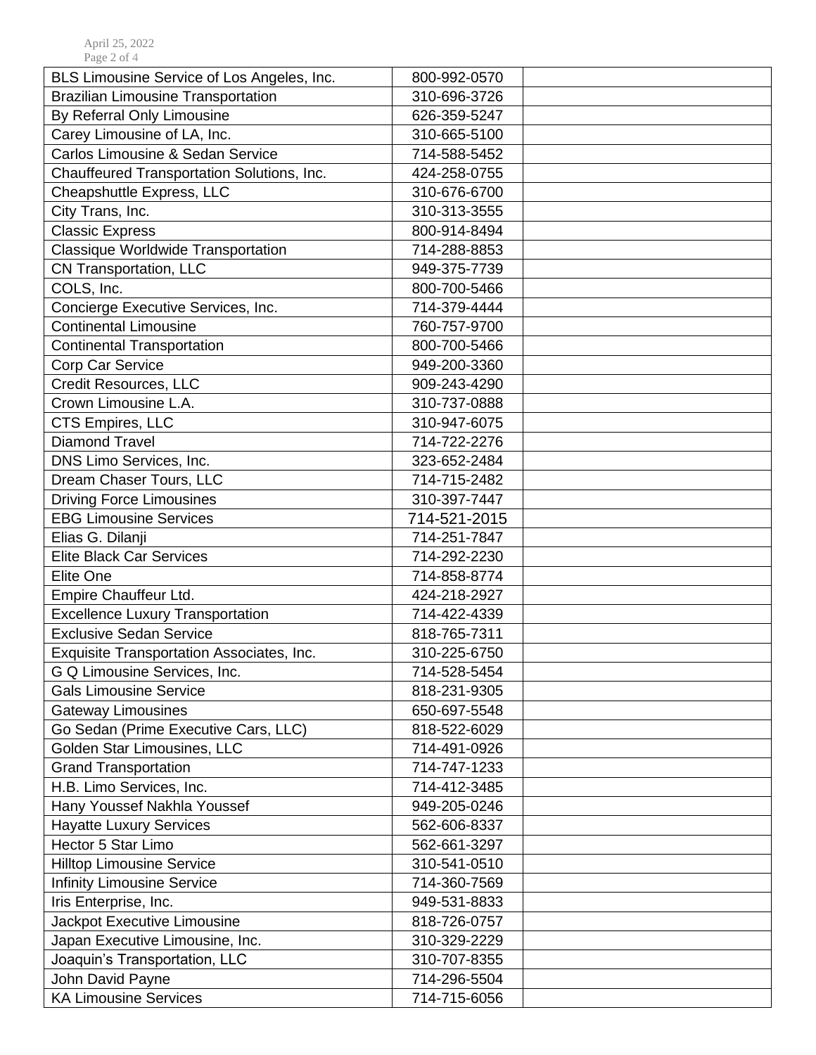| | | |
|---|---|---|
| BLS Limousine Service of Los Angeles, Inc. | 800-992-0570 | |
| Brazilian Limousine Transportation | 310-696-3726 | |
| By Referral Only Limousine | 626-359-5247 | |
| Carey Limousine of LA, Inc. | 310-665-5100 | |
| Carlos Limousine & Sedan Service | 714-588-5452 | |
| Chauffeured Transportation Solutions, Inc. | 424-258-0755 | |
| Cheapshuttle Express, LLC | 310-676-6700 | |
| City Trans, Inc. | 310-313-3555 | |
| Classic Express | 800-914-8494 | |
| Classique Worldwide Transportation | 714-288-8853 | |
| CN Transportation, LLC | 949-375-7739 | |
| COLS, Inc. | 800-700-5466 | |
| Concierge Executive Services, Inc. | 714-379-4444 | |
| Continental Limousine | 760-757-9700 | |
| Continental Transportation | 800-700-5466 | |
| Corp Car Service | 949-200-3360 | |
| Credit Resources, LLC | 909-243-4290 | |
| Crown Limousine L.A. | 310-737-0888 | |
| CTS Empires, LLC | 310-947-6075 | |
| Diamond Travel | 714-722-2276 | |
| DNS Limo Services, Inc. | 323-652-2484 | |
| Dream Chaser Tours, LLC | 714-715-2482 | |
| Driving Force Limousines | 310-397-7447 | |
| EBG Limousine Services | 714-521-2015 | |
| Elias G. Dilanji | 714-251-7847 | |
| Elite Black Car Services | 714-292-2230 | |
| Elite One | 714-858-8774 | |
| Empire Chauffeur Ltd. | 424-218-2927 | |
| Excellence Luxury Transportation | 714-422-4339 | |
| Exclusive Sedan Service | 818-765-7311 | |
| Exquisite Transportation Associates, Inc. | 310-225-6750 | |
| G Q Limousine Services, Inc. | 714-528-5454 | |
| Gals Limousine Service | 818-231-9305 | |
| Gateway Limousines | 650-697-5548 | |
| Go Sedan (Prime Executive Cars, LLC) | 818-522-6029 | |
| Golden Star Limousines, LLC | 714-491-0926 | |
| Grand Transportation | 714-747-1233 | |
| H.B. Limo Services, Inc. | 714-412-3485 | |
| Hany Youssef Nakhla Youssef | 949-205-0246 | |
| Hayatte Luxury Services | 562-606-8337 | |
| Hector 5 Star Limo | 562-661-3297 | |
| Hilltop Limousine Service | 310-541-0510 | |
| Infinity Limousine Service | 714-360-7569 | |
| Iris Enterprise, Inc. | 949-531-8833 | |
| Jackpot Executive Limousine | 818-726-0757 | |
| Japan Executive Limousine, Inc. | 310-329-2229 | |
| Joaquin's Transportation, LLC | 310-707-8355 | |
| John David Payne | 714-296-5504 | |
| KA Limousine Services | 714-715-6056 | |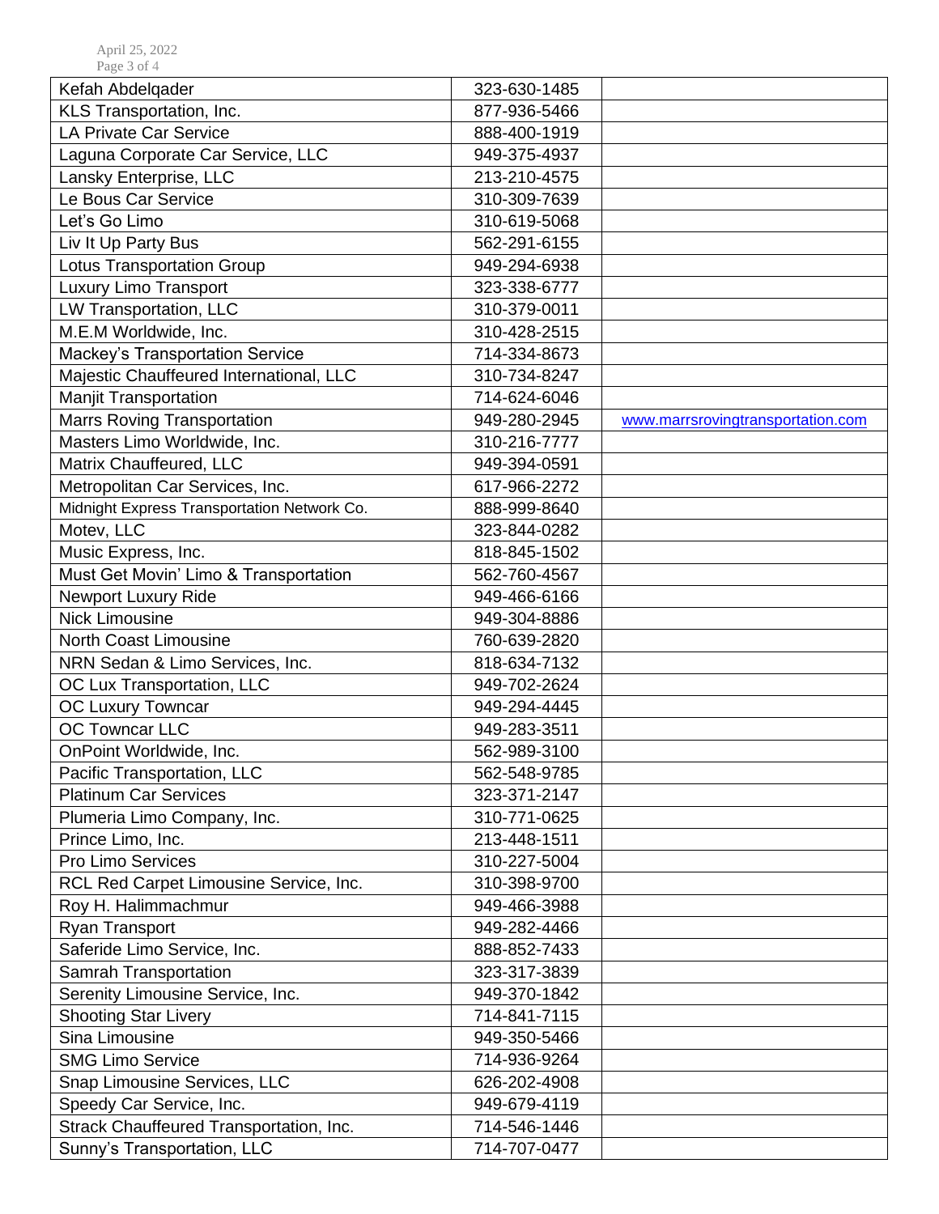| | | |
|---|---|---|
| Kefah Abdelqader | 323-630-1485 | |
| KLS Transportation, Inc. | 877-936-5466 | |
| LA Private Car Service | 888-400-1919 | |
| Laguna Corporate Car Service, LLC | 949-375-4937 | |
| Lansky Enterprise, LLC | 213-210-4575 | |
| Le Bous Car Service | 310-309-7639 | |
| Let's Go Limo | 310-619-5068 | |
| Liv It Up Party Bus | 562-291-6155 | |
| Lotus Transportation Group | 949-294-6938 | |
| Luxury Limo Transport | 323-338-6777 | |
| LW Transportation, LLC | 310-379-0011 | |
| M.E.M Worldwide, Inc. | 310-428-2515 | |
| Mackey's Transportation Service | 714-334-8673 | |
| Majestic Chauffeured International, LLC | 310-734-8247 | |
| Manjit Transportation | 714-624-6046 | |
| Marrs Roving Transportation | 949-280-2945 | www.marrsrovingtransportation.com |
| Masters Limo Worldwide, Inc. | 310-216-7777 | |
| Matrix Chauffeured, LLC | 949-394-0591 | |
| Metropolitan Car Services, Inc. | 617-966-2272 | |
| Midnight Express Transportation Network Co. | 888-999-8640 | |
| Motev, LLC | 323-844-0282 | |
| Music Express, Inc. | 818-845-1502 | |
| Must Get Movin' Limo & Transportation | 562-760-4567 | |
| Newport Luxury Ride | 949-466-6166 | |
| Nick Limousine | 949-304-8886 | |
| North Coast Limousine | 760-639-2820 | |
| NRN Sedan & Limo Services, Inc. | 818-634-7132 | |
| OC Lux Transportation, LLC | 949-702-2624 | |
| OC Luxury Towncar | 949-294-4445 | |
| OC Towncar LLC | 949-283-3511 | |
| OnPoint Worldwide, Inc. | 562-989-3100 | |
| Pacific Transportation, LLC | 562-548-9785 | |
| Platinum Car Services | 323-371-2147 | |
| Plumeria Limo Company, Inc. | 310-771-0625 | |
| Prince Limo, Inc. | 213-448-1511 | |
| Pro Limo Services | 310-227-5004 | |
| RCL Red Carpet Limousine Service, Inc. | 310-398-9700 | |
| Roy H. Halimmachmur | 949-466-3988 | |
| Ryan Transport | 949-282-4466 | |
| Saferide Limo Service, Inc. | 888-852-7433 | |
| Samrah Transportation | 323-317-3839 | |
| Serenity Limousine Service, Inc. | 949-370-1842 | |
| Shooting Star Livery | 714-841-7115 | |
| Sina Limousine | 949-350-5466 | |
| SMG Limo Service | 714-936-9264 | |
| Snap Limousine Services, LLC | 626-202-4908 | |
| Speedy Car Service, Inc. | 949-679-4119 | |
| Strack Chauffeured Transportation, Inc. | 714-546-1446 | |
| Sunny's Transportation, LLC | 714-707-0477 | |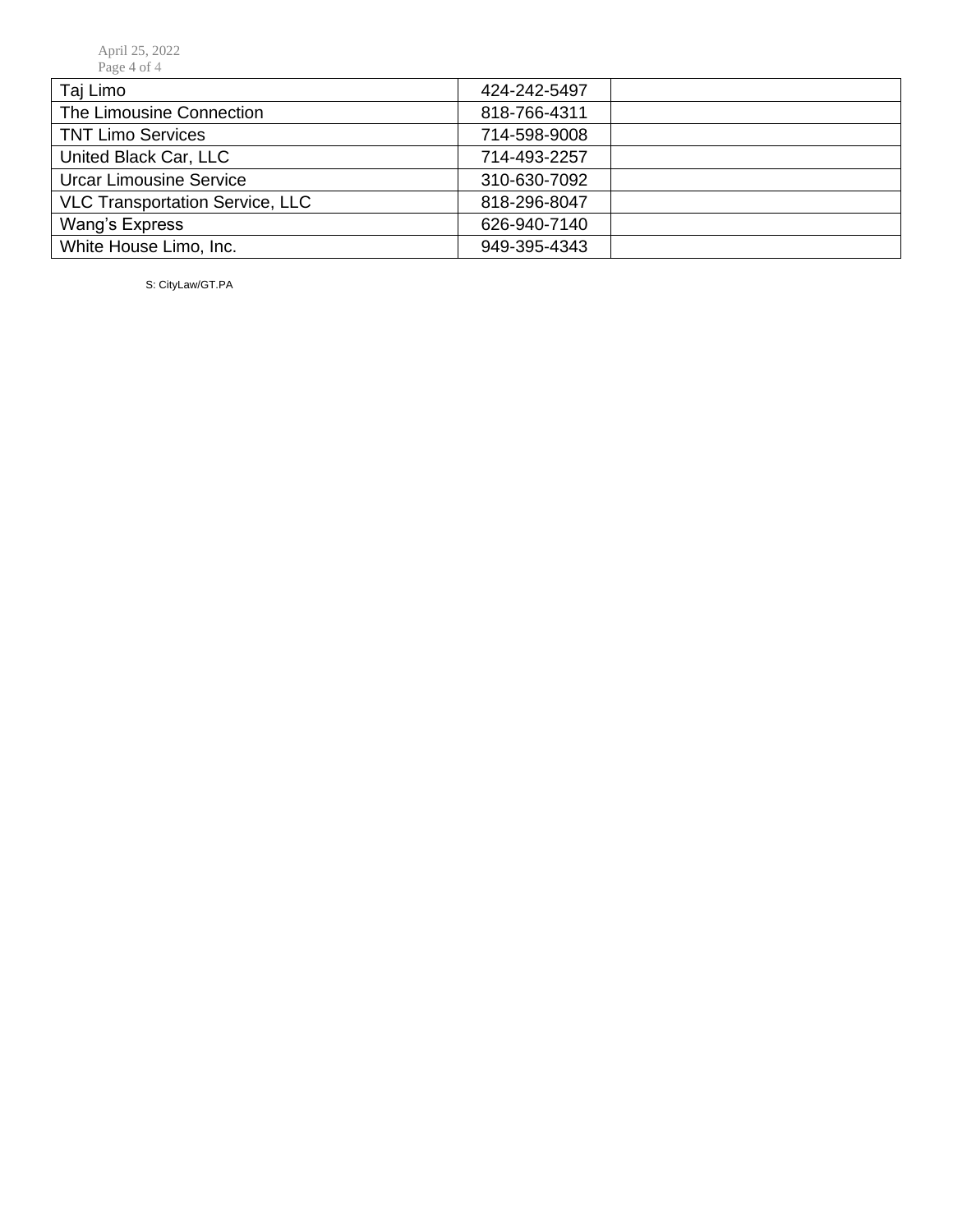| | | |
|---|---|---|
| Taj Limo | 424-242-5497 | |
| The Limousine Connection | 818-766-4311 | |
| TNT Limo Services | 714-598-9008 | |
| United Black Car, LLC | 714-493-2257 | |
| Urcar Limousine Service | 310-630-7092 | |
| VLC Transportation Service, LLC | 818-296-8047 | |
| Wang's Express | 626-940-7140 | |
| White House Limo, Inc. | 949-395-4343 | |

S: CityLaw/GT.PA